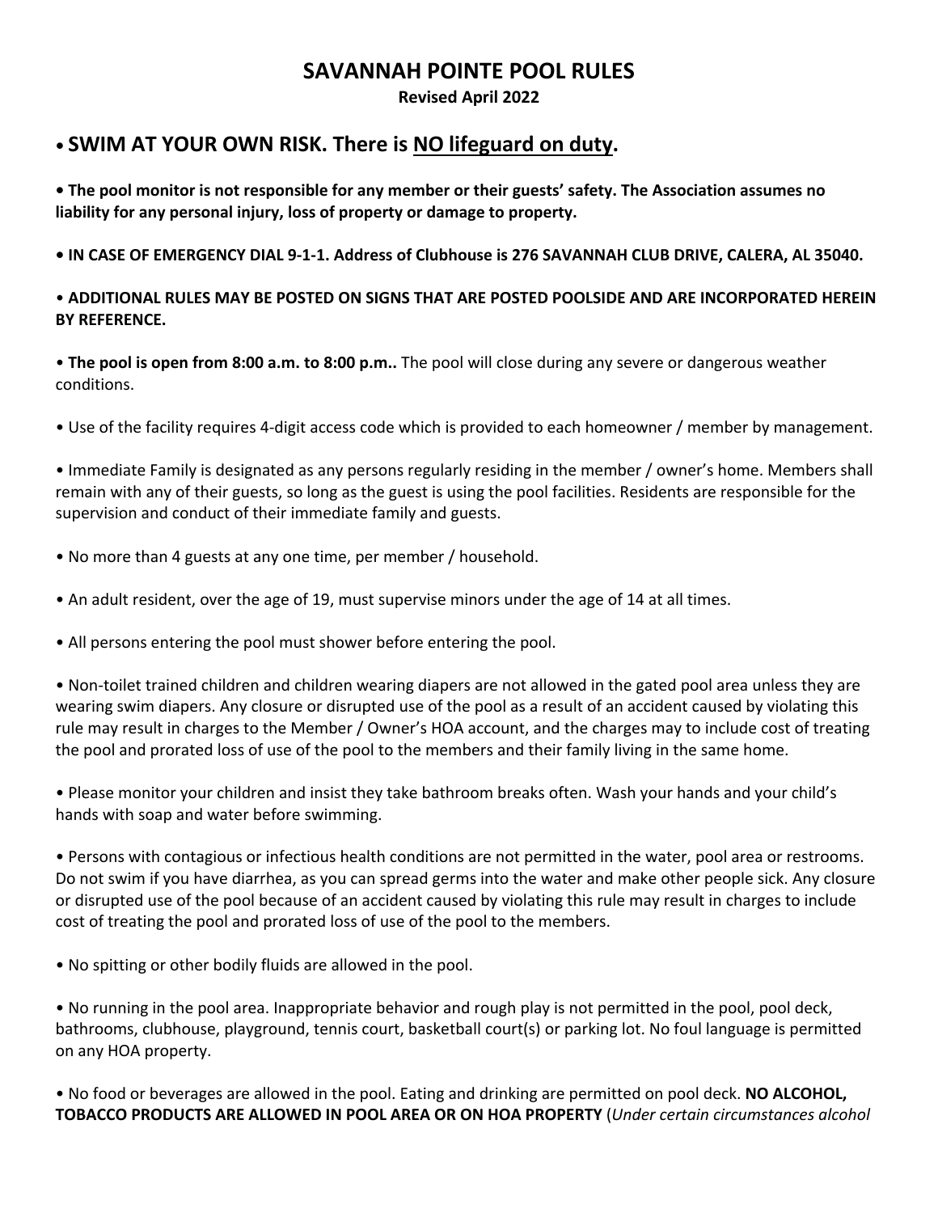# SAVANNAH POINTE POOL RULES

**Revised April 2022**

## • SWIM AT YOUR OWN RISK. There is <u>NO lifeguard on duty</u>.

**• The pool monitor is not responsible for any member or their guests' safety. The Association assumes no liability for any personal injury, loss of property or damage to property.**

**• IN CASE OF EMERGENCY DIAL 9-1-1. Address of Clubhouse is 276 SAVANNAH CLUB DRIVE, CALERA, AL 35040.**

• **ADDITIONAL RULES MAY BE POSTED ON SIGNS THAT ARE POSTED POOLSIDE AND ARE INCORPORATED HEREIN BY REFERENCE.**

• **The pool is open from 8:00 a.m. to 8:00 p.m..** The pool will close during any severe or dangerous weather conditions.

• Use of the facility requires 4-digit access code which is provided to each homeowner / member by management.

• Immediate Family is designated as any persons regularly residing in the member / owner's home. Members shall remain with any of their guests, so long as the guest is using the pool facilities. Residents are responsible for the supervision and conduct of their immediate family and guests.

• No more than 4 guests at any one time, per member / household.

• An adult resident, over the age of 19, must supervise minors under the age of 14 at all times.

• All persons entering the pool must shower before entering the pool.

• Non-toilet trained children and children wearing diapers are not allowed in the gated pool area unless they are wearing swim diapers. Any closure or disrupted use of the pool as a result of an accident caused by violating this rule may result in charges to the Member / Owner's HOA account, and the charges may to include cost of treating the pool and prorated loss of use of the pool to the members and their family living in the same home.

• Please monitor your children and insist they take bathroom breaks often. Wash your hands and your child's hands with soap and water before swimming.

• Persons with contagious or infectious health conditions are not permitted in the water, pool area or restrooms. Do not swim if you have diarrhea, as you can spread germs into the water and make other people sick. Any closure or disrupted use of the pool because of an accident caused by violating this rule may result in charges to include cost of treating the pool and prorated loss of use of the pool to the members.

• No spitting or other bodily fluids are allowed in the pool.

• No running in the pool area. Inappropriate behavior and rough play is not permitted in the pool, pool deck, bathrooms, clubhouse, playground, tennis court, basketball court(s) or parking lot. No foul language is permitted on any HOA property.

• No food or beverages are allowed in the pool. Eating and drinking are permitted on pool deck. **NO ALCOHOL, TOBACCO PRODUCTS ARE ALLOWED IN POOL AREA OR ON HOA PROPERTY** (*Under certain circumstances alcohol*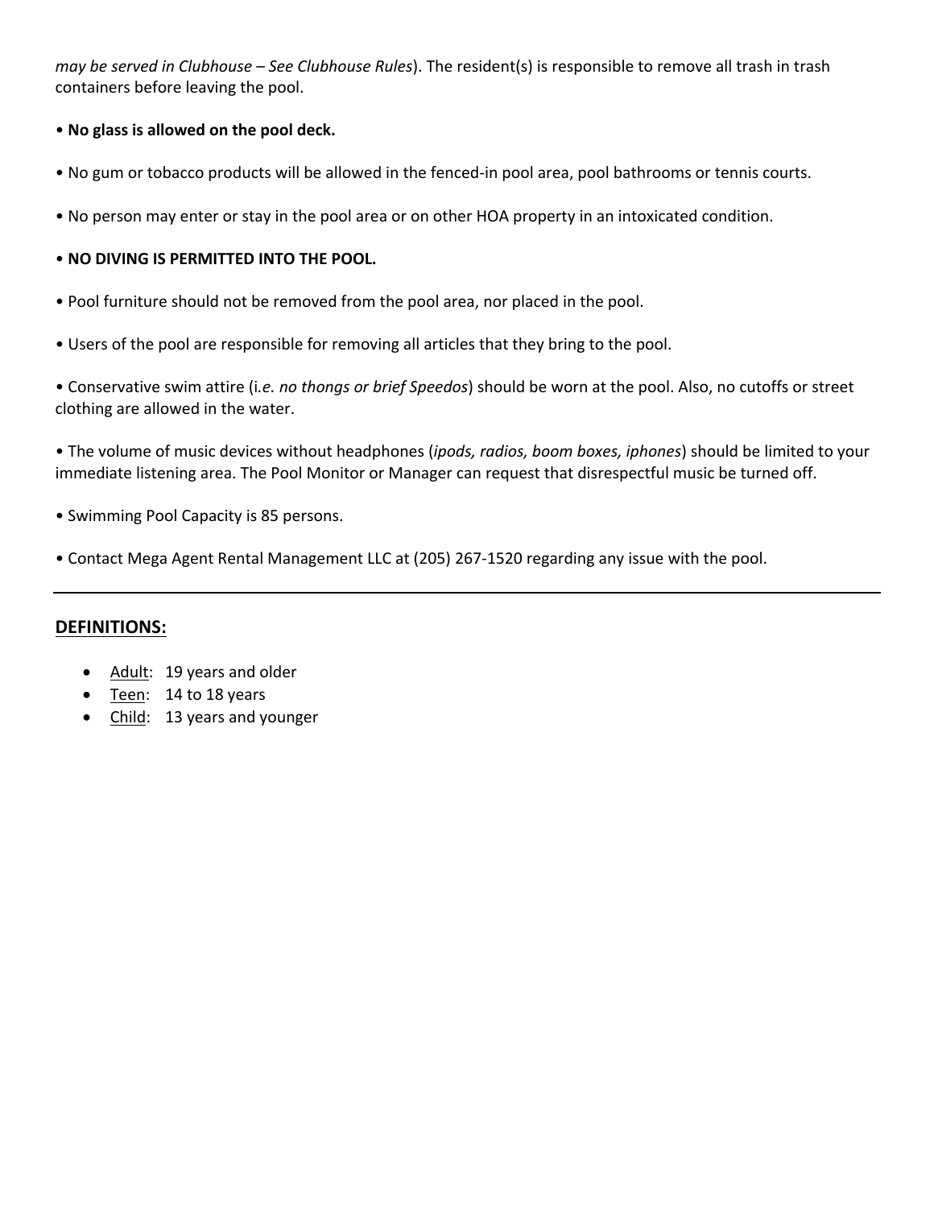*may be served in Clubhouse – See Clubhouse Rules*). The resident(s) is responsible to remove all trash in trash containers before leaving the pool.

• **No glass is allowed on the pool deck.**

• No gum or tobacco products will be allowed in the fenced-in pool area, pool bathrooms or tennis courts.

• No person may enter or stay in the pool area or on other HOA property in an intoxicated condition.

• **NO DIVING IS PERMITTED INTO THE POOL.**

• Pool furniture should not be removed from the pool area, nor placed in the pool.

• Users of the pool are responsible for removing all articles that they bring to the pool.

• Conservative swim attire (i*.e. no thongs or brief Speedos*) should be worn at the pool. Also, no cutoffs or street clothing are allowed in the water.

• The volume of music devices without headphones (*ipods, radios, boom boxes, iphones*) should be limited to your immediate listening area. The Pool Monitor or Manager can request that disrespectful music be turned off.

• Swimming Pool Capacity is 85 persons.

• Contact Mega Agent Rental Management LLC at (205) 267-1520 regarding any issue with the pool.

---

## DEFINITIONS:

- Adult: 19 years and older
- Teen: 14 to 18 years
- Child: 13 years and younger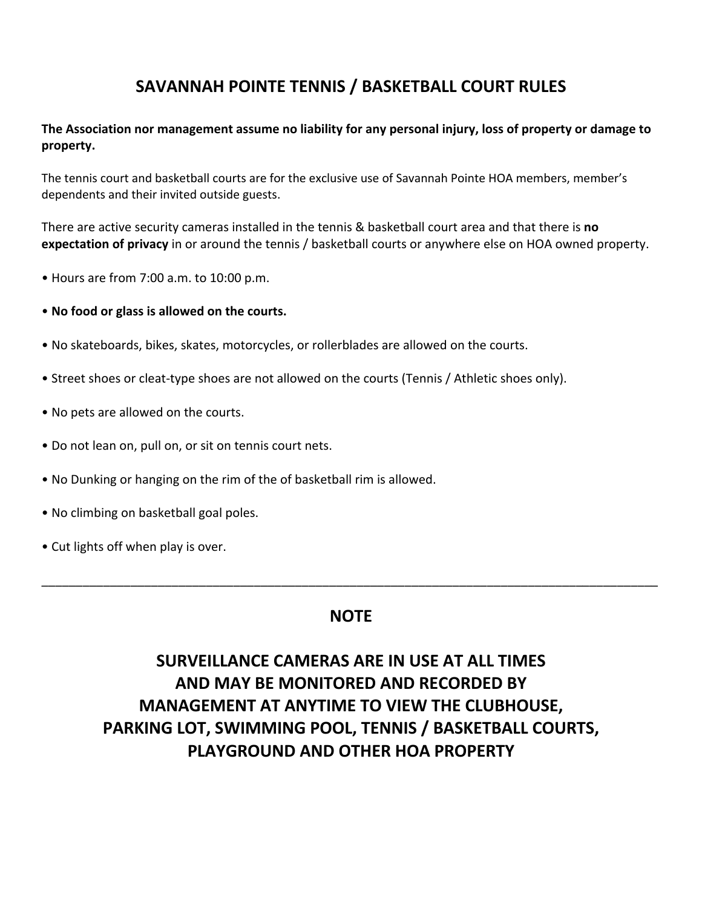# SAVANNAH POINTE TENNIS / BASKETBALL COURT RULES

**The Association nor management assume no liability for any personal injury, loss of property or damage to property.**

The tennis court and basketball courts are for the exclusive use of Savannah Pointe HOA members, member's dependents and their invited outside guests.

There are active security cameras installed in the tennis & basketball court area and that there is **no expectation of privacy** in or around the tennis / basketball courts or anywhere else on HOA owned property.

- Hours are from 7:00 a.m. to 10:00 p.m.
- **No food or glass is allowed on the courts.**
- No skateboards, bikes, skates, motorcycles, or rollerblades are allowed on the courts.
- Street shoes or cleat-type shoes are not allowed on the courts (Tennis / Athletic shoes only).
- No pets are allowed on the courts.
- Do not lean on, pull on, or sit on tennis court nets.
- No Dunking or hanging on the rim of the of basketball rim is allowed.
- No climbing on basketball goal poles.
- Cut lights off when play is over.

---

## NOTE

## SURVEILLANCE CAMERAS ARE IN USE AT ALL TIMES AND MAY BE MONITORED AND RECORDED BY MANAGEMENT AT ANYTIME TO VIEW THE CLUBHOUSE, PARKING LOT, SWIMMING POOL, TENNIS / BASKETBALL COURTS, PLAYGROUND AND OTHER HOA PROPERTY